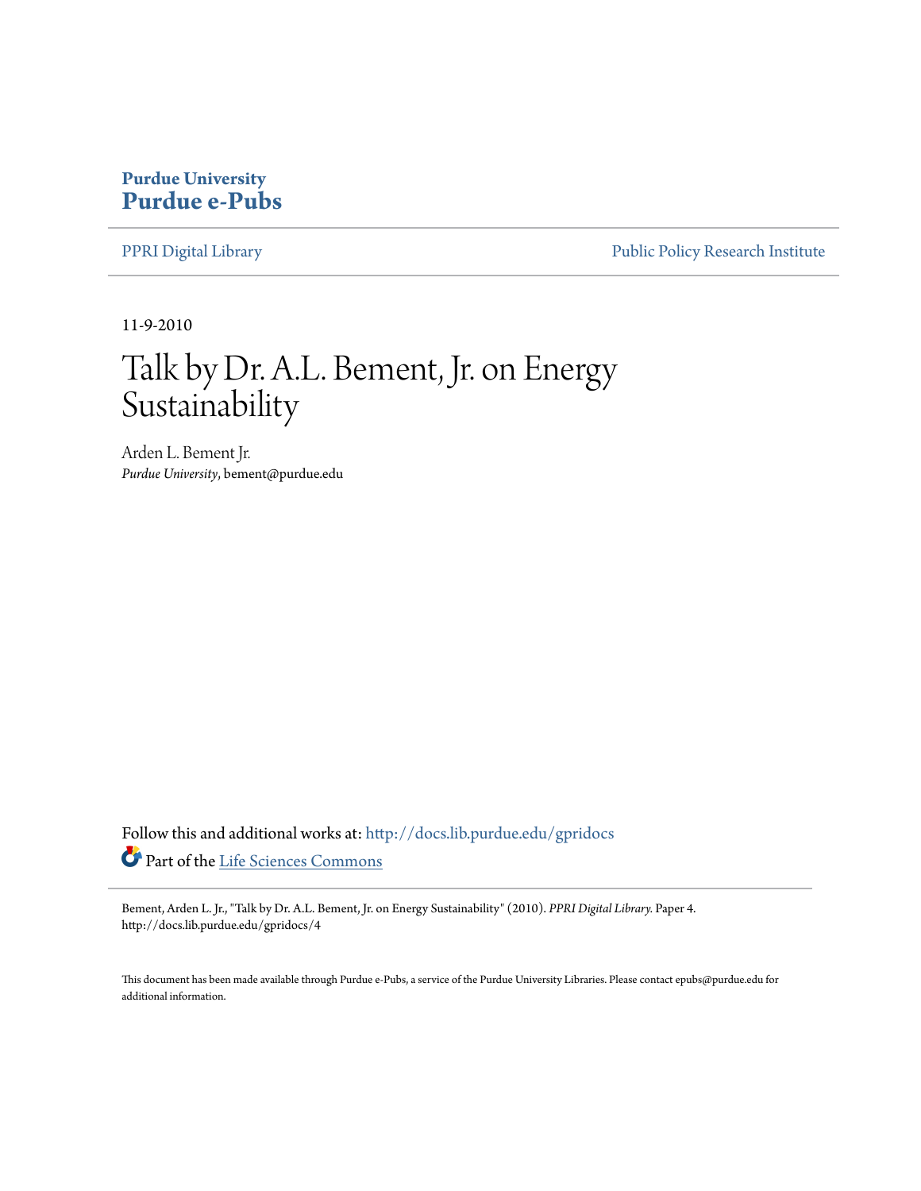**Purdue University**
**Purdue e-Pubs**

PPRI Digital Library | Public Policy Research Institute

11-9-2010

# Talk by Dr. A.L. Bement, Jr. on Energy Sustainability

Arden L. Bement Jr.
*Purdue University*, bement@purdue.edu

Follow this and additional works at: http://docs.lib.purdue.edu/gpridocs

Part of the Life Sciences Commons

Bement, Arden L. Jr., "Talk by Dr. A.L. Bement, Jr. on Energy Sustainability" (2010). *PPRI Digital Library.* Paper 4.
http://docs.lib.purdue.edu/gpridocs/4

This document has been made available through Purdue e-Pubs, a service of the Purdue University Libraries. Please contact epubs@purdue.edu for additional information.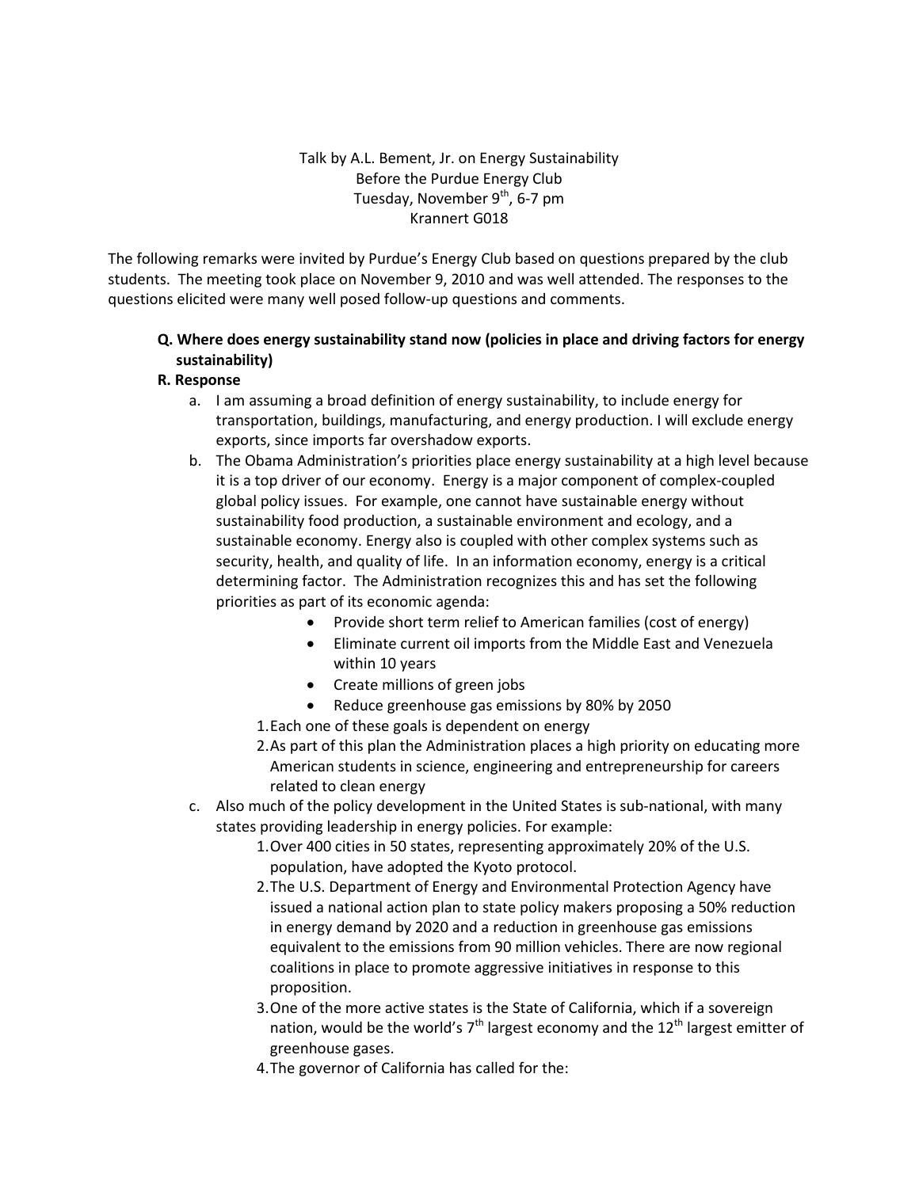Talk by A.L. Bement, Jr. on Energy Sustainability
Before the Purdue Energy Club
Tuesday, November 9th, 6-7 pm
Krannert G018

The following remarks were invited by Purdue's Energy Club based on questions prepared by the club students. The meeting took place on November 9, 2010 and was well attended. The responses to the questions elicited were many well posed follow-up questions and comments.

**Q. Where does energy sustainability stand now (policies in place and driving factors for energy sustainability)**

**R. Response**

a. I am assuming a broad definition of energy sustainability, to include energy for transportation, buildings, manufacturing, and energy production. I will exclude energy exports, since imports far overshadow exports.

b. The Obama Administration's priorities place energy sustainability at a high level because it is a top driver of our economy. Energy is a major component of complex-coupled global policy issues. For example, one cannot have sustainable energy without sustainability food production, a sustainable environment and ecology, and a sustainable economy. Energy also is coupled with other complex systems such as security, health, and quality of life. In an information economy, energy is a critical determining factor. The Administration recognizes this and has set the following priorities as part of its economic agenda:
   - Provide short term relief to American families (cost of energy)
   - Eliminate current oil imports from the Middle East and Venezuela within 10 years
   - Create millions of green jobs
   - Reduce greenhouse gas emissions by 80% by 2050

   1. Each one of these goals is dependent on energy
   2. As part of this plan the Administration places a high priority on educating more American students in science, engineering and entrepreneurship for careers related to clean energy

c. Also much of the policy development in the United States is sub-national, with many states providing leadership in energy policies. For example:
   1. Over 400 cities in 50 states, representing approximately 20% of the U.S. population, have adopted the Kyoto protocol.
   2. The U.S. Department of Energy and Environmental Protection Agency have issued a national action plan to state policy makers proposing a 50% reduction in energy demand by 2020 and a reduction in greenhouse gas emissions equivalent to the emissions from 90 million vehicles. There are now regional coalitions in place to promote aggressive initiatives in response to this proposition.
   3. One of the more active states is the State of California, which if a sovereign nation, would be the world's 7th largest economy and the 12th largest emitter of greenhouse gases.
   4. The governor of California has called for the: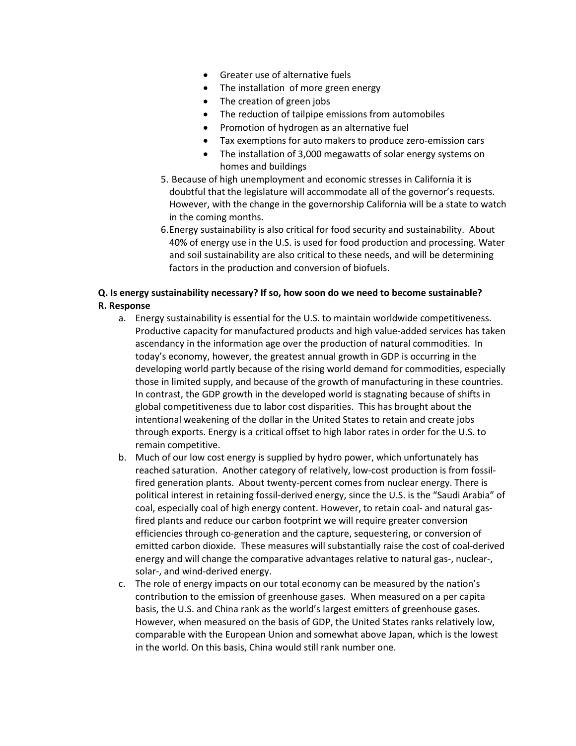- Greater use of alternative fuels
- The installation  of more green energy
- The creation of green jobs
- The reduction of tailpipe emissions from automobiles
- Promotion of hydrogen as an alternative fuel
- Tax exemptions for auto makers to produce zero-emission cars
- The installation of 3,000 megawatts of solar energy systems on homes and buildings

5. Because of high unemployment and economic stresses in California it is doubtful that the legislature will accommodate all of the governor's requests. However, with the change in the governorship California will be a state to watch in the coming months.
6. Energy sustainability is also critical for food security and sustainability. About 40% of energy use in the U.S. is used for food production and processing. Water and soil sustainability are also critical to these needs, and will be determining factors in the production and conversion of biofuels.

**Q. Is energy sustainability necessary? If so, how soon do we need to become sustainable?**
**R. Response**

a. Energy sustainability is essential for the U.S. to maintain worldwide competitiveness. Productive capacity for manufactured products and high value-added services has taken ascendancy in the information age over the production of natural commodities. In today's economy, however, the greatest annual growth in GDP is occurring in the developing world partly because of the rising world demand for commodities, especially those in limited supply, and because of the growth of manufacturing in these countries. In contrast, the GDP growth in the developed world is stagnating because of shifts in global competitiveness due to labor cost disparities. This has brought about the intentional weakening of the dollar in the United States to retain and create jobs through exports. Energy is a critical offset to high labor rates in order for the U.S. to remain competitive.
b. Much of our low cost energy is supplied by hydro power, which unfortunately has reached saturation. Another category of relatively, low-cost production is from fossil-fired generation plants. About twenty-percent comes from nuclear energy. There is political interest in retaining fossil-derived energy, since the U.S. is the "Saudi Arabia" of coal, especially coal of high energy content. However, to retain coal- and natural gas-fired plants and reduce our carbon footprint we will require greater conversion efficiencies through co-generation and the capture, sequestering, or conversion of emitted carbon dioxide. These measures will substantially raise the cost of coal-derived energy and will change the comparative advantages relative to natural gas-, nuclear-, solar-, and wind-derived energy.
c. The role of energy impacts on our total economy can be measured by the nation's contribution to the emission of greenhouse gases. When measured on a per capita basis, the U.S. and China rank as the world's largest emitters of greenhouse gases. However, when measured on the basis of GDP, the United States ranks relatively low, comparable with the European Union and somewhat above Japan, which is the lowest in the world. On this basis, China would still rank number one.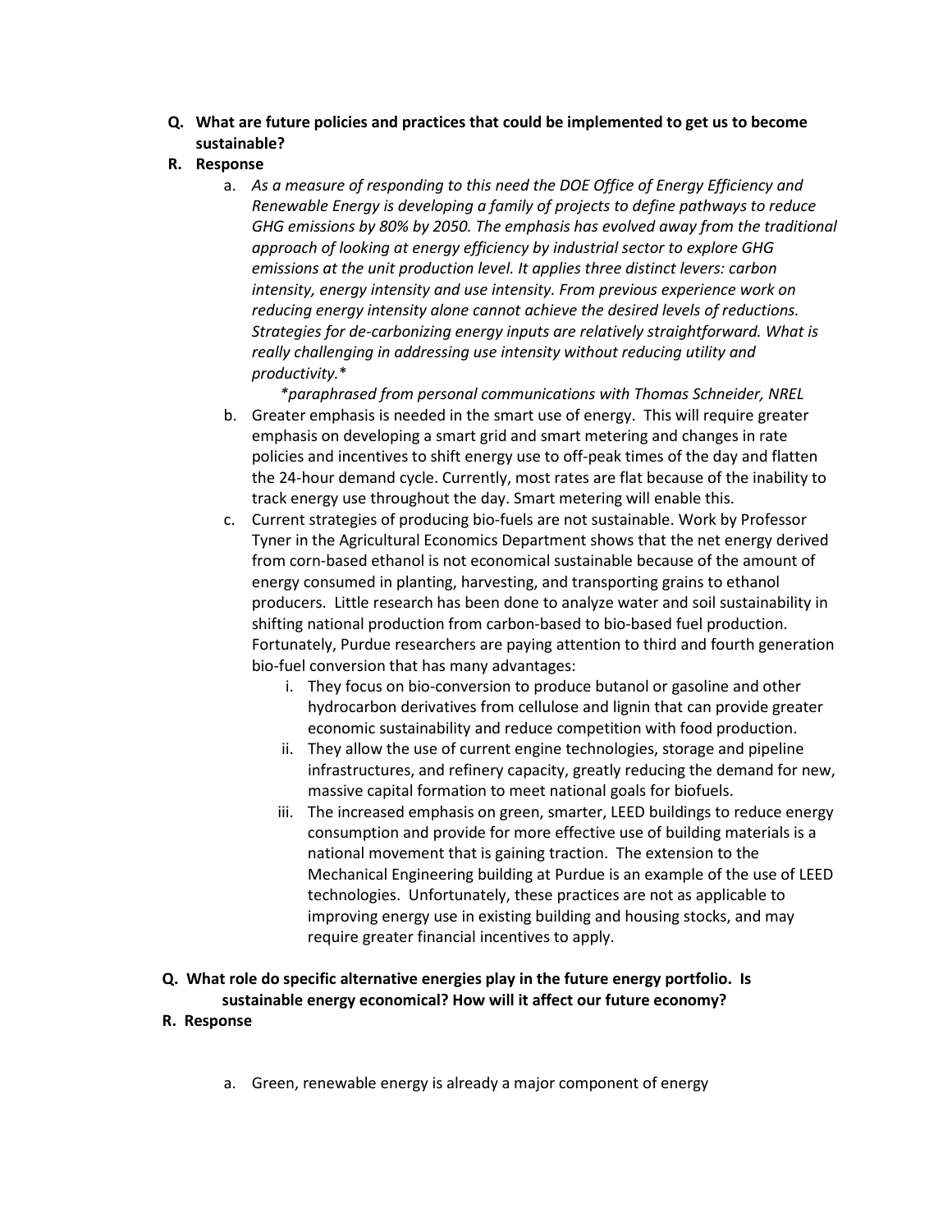**Q. What are future policies and practices that could be implemented to get us to become sustainable?**

**R. Response**

a. *As a measure of responding to this need the DOE Office of Energy Efficiency and Renewable Energy is developing a family of projects to define pathways to reduce GHG emissions by 80% by 2050. The emphasis has evolved away from the traditional approach of looking at energy efficiency by industrial sector to explore GHG emissions at the unit production level. It applies three distinct levers: carbon intensity, energy intensity and use intensity. From previous experience work on reducing energy intensity alone cannot achieve the desired levels of reductions. Strategies for de-carbonizing energy inputs are relatively straightforward. What is really challenging in addressing use intensity without reducing utility and productivity.**

   *\*paraphrased from personal communications with Thomas Schneider, NREL*

b. Greater emphasis is needed in the smart use of energy. This will require greater emphasis on developing a smart grid and smart metering and changes in rate policies and incentives to shift energy use to off-peak times of the day and flatten the 24-hour demand cycle. Currently, most rates are flat because of the inability to track energy use throughout the day. Smart metering will enable this.

c. Current strategies of producing bio-fuels are not sustainable. Work by Professor Tyner in the Agricultural Economics Department shows that the net energy derived from corn-based ethanol is not economical sustainable because of the amount of energy consumed in planting, harvesting, and transporting grains to ethanol producers. Little research has been done to analyze water and soil sustainability in shifting national production from carbon-based to bio-based fuel production. Fortunately, Purdue researchers are paying attention to third and fourth generation bio-fuel conversion that has many advantages:

   i. They focus on bio-conversion to produce butanol or gasoline and other hydrocarbon derivatives from cellulose and lignin that can provide greater economic sustainability and reduce competition with food production.

   ii. They allow the use of current engine technologies, storage and pipeline infrastructures, and refinery capacity, greatly reducing the demand for new, massive capital formation to meet national goals for biofuels.

   iii. The increased emphasis on green, smarter, LEED buildings to reduce energy consumption and provide for more effective use of building materials is a national movement that is gaining traction. The extension to the Mechanical Engineering building at Purdue is an example of the use of LEED technologies. Unfortunately, these practices are not as applicable to improving energy use in existing building and housing stocks, and may require greater financial incentives to apply.

**Q. What role do specific alternative energies play in the future energy portfolio. Is sustainable energy economical? How will it affect our future economy?**

**R. Response**

a. Green, renewable energy is already a major component of energy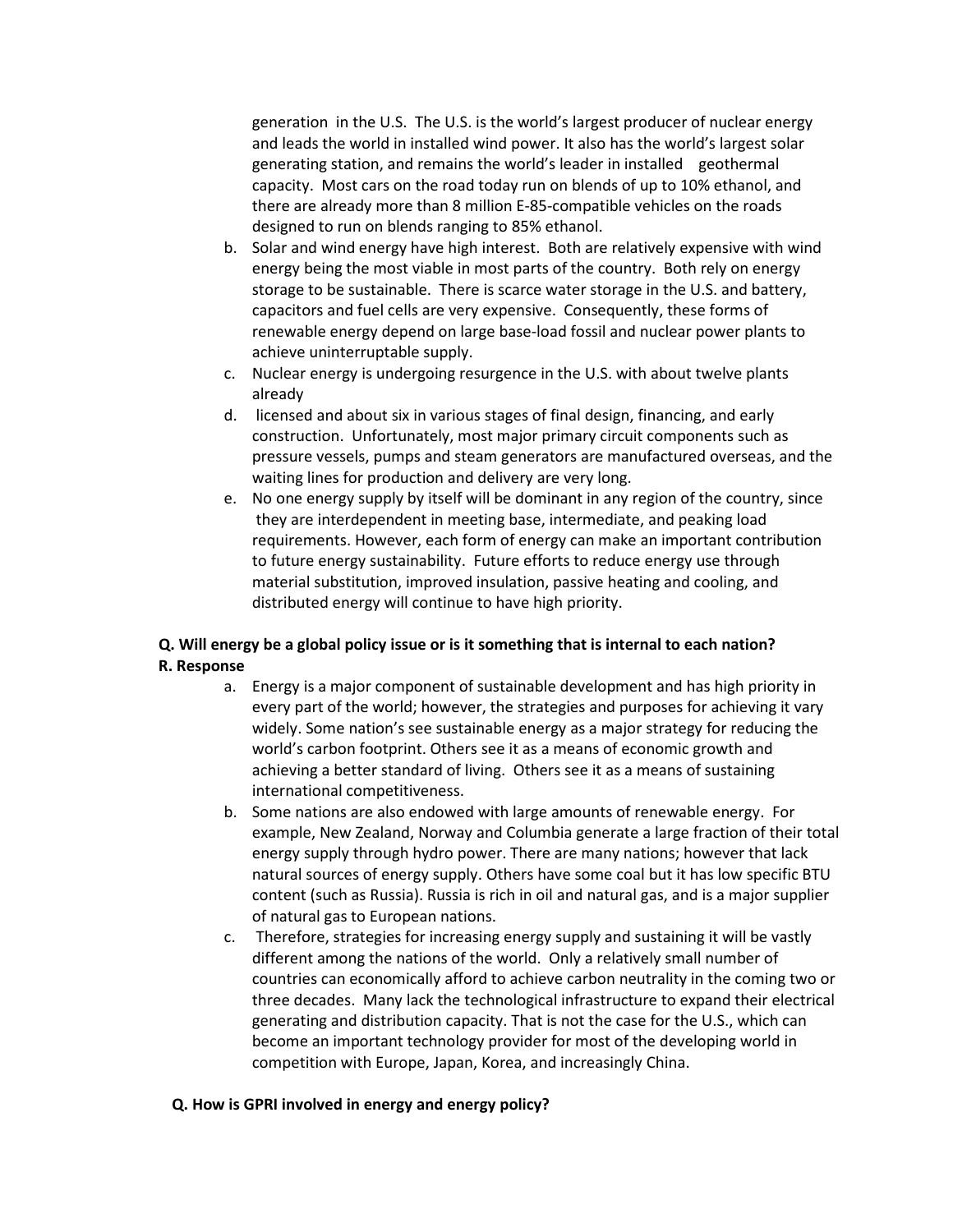generation in the U.S. The U.S. is the world's largest producer of nuclear energy and leads the world in installed wind power. It also has the world's largest solar generating station, and remains the world's leader in installed geothermal capacity. Most cars on the road today run on blends of up to 10% ethanol, and there are already more than 8 million E-85-compatible vehicles on the roads designed to run on blends ranging to 85% ethanol.

b. Solar and wind energy have high interest. Both are relatively expensive with wind energy being the most viable in most parts of the country. Both rely on energy storage to be sustainable. There is scarce water storage in the U.S. and battery, capacitors and fuel cells are very expensive. Consequently, these forms of renewable energy depend on large base-load fossil and nuclear power plants to achieve uninterruptable supply.
c. Nuclear energy is undergoing resurgence in the U.S. with about twelve plants already
d. licensed and about six in various stages of final design, financing, and early construction. Unfortunately, most major primary circuit components such as pressure vessels, pumps and steam generators are manufactured overseas, and the waiting lines for production and delivery are very long.
e. No one energy supply by itself will be dominant in any region of the country, since they are interdependent in meeting base, intermediate, and peaking load requirements. However, each form of energy can make an important contribution to future energy sustainability. Future efforts to reduce energy use through material substitution, improved insulation, passive heating and cooling, and distributed energy will continue to have high priority.

**Q. Will energy be a global policy issue or is it something that is internal to each nation?**
**R. Response**

a. Energy is a major component of sustainable development and has high priority in every part of the world; however, the strategies and purposes for achieving it vary widely. Some nation's see sustainable energy as a major strategy for reducing the world's carbon footprint. Others see it as a means of economic growth and achieving a better standard of living. Others see it as a means of sustaining international competitiveness.
b. Some nations are also endowed with large amounts of renewable energy. For example, New Zealand, Norway and Columbia generate a large fraction of their total energy supply through hydro power. There are many nations; however that lack natural sources of energy supply. Others have some coal but it has low specific BTU content (such as Russia). Russia is rich in oil and natural gas, and is a major supplier of natural gas to European nations.
c. Therefore, strategies for increasing energy supply and sustaining it will be vastly different among the nations of the world. Only a relatively small number of countries can economically afford to achieve carbon neutrality in the coming two or three decades. Many lack the technological infrastructure to expand their electrical generating and distribution capacity. That is not the case for the U.S., which can become an important technology provider for most of the developing world in competition with Europe, Japan, Korea, and increasingly China.

**Q. How is GPRI involved in energy and energy policy?**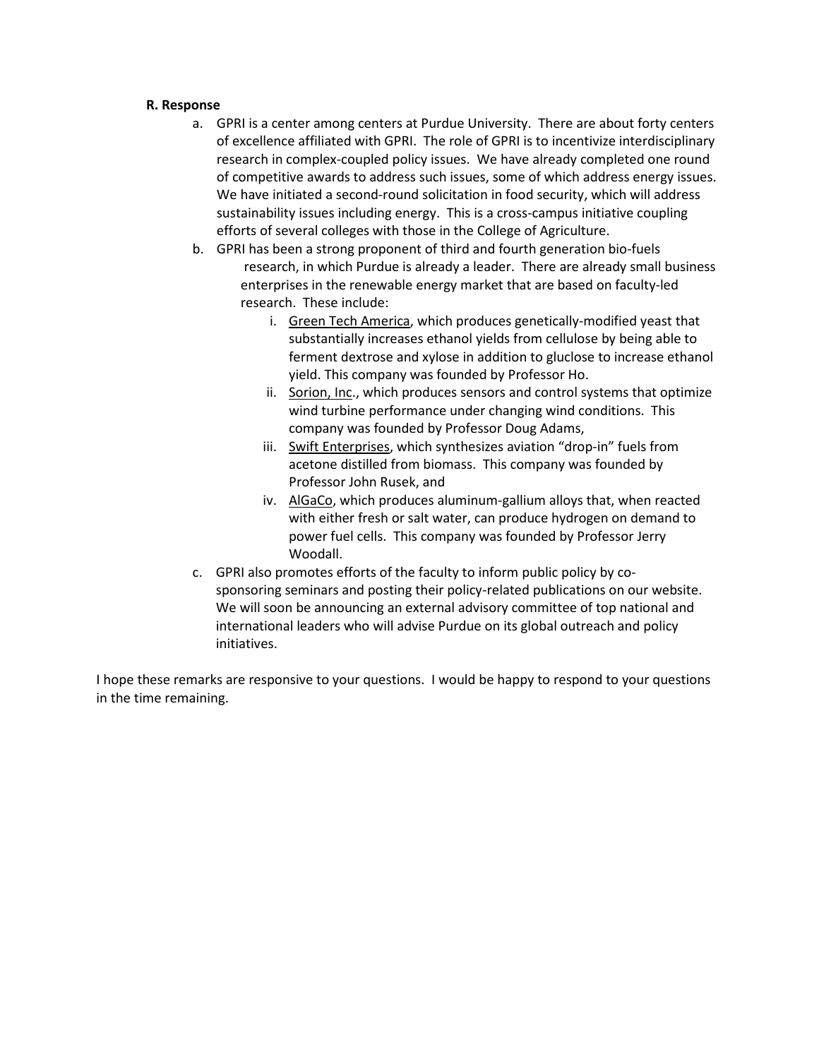**R. Response**

a. GPRI is a center among centers at Purdue University. There are about forty centers of excellence affiliated with GPRI. The role of GPRI is to incentivize interdisciplinary research in complex-coupled policy issues. We have already completed one round of competitive awards to address such issues, some of which address energy issues. We have initiated a second-round solicitation in food security, which will address sustainability issues including energy. This is a cross-campus initiative coupling efforts of several colleges with those in the College of Agriculture.

b. GPRI has been a strong proponent of third and fourth generation bio-fuels research, in which Purdue is already a leader. There are already small business enterprises in the renewable energy market that are based on faculty-led research. These include:

   i. Green Tech America, which produces genetically-modified yeast that substantially increases ethanol yields from cellulose by being able to ferment dextrose and xylose in addition to gluclose to increase ethanol yield. This company was founded by Professor Ho.

   ii. Sorion, Inc., which produces sensors and control systems that optimize wind turbine performance under changing wind conditions. This company was founded by Professor Doug Adams,

   iii. Swift Enterprises, which synthesizes aviation "drop-in" fuels from acetone distilled from biomass. This company was founded by Professor John Rusek, and

   iv. AlGaCo, which produces aluminum-gallium alloys that, when reacted with either fresh or salt water, can produce hydrogen on demand to power fuel cells. This company was founded by Professor Jerry Woodall.

c. GPRI also promotes efforts of the faculty to inform public policy by co-sponsoring seminars and posting their policy-related publications on our website. We will soon be announcing an external advisory committee of top national and international leaders who will advise Purdue on its global outreach and policy initiatives.

I hope these remarks are responsive to your questions. I would be happy to respond to your questions in the time remaining.